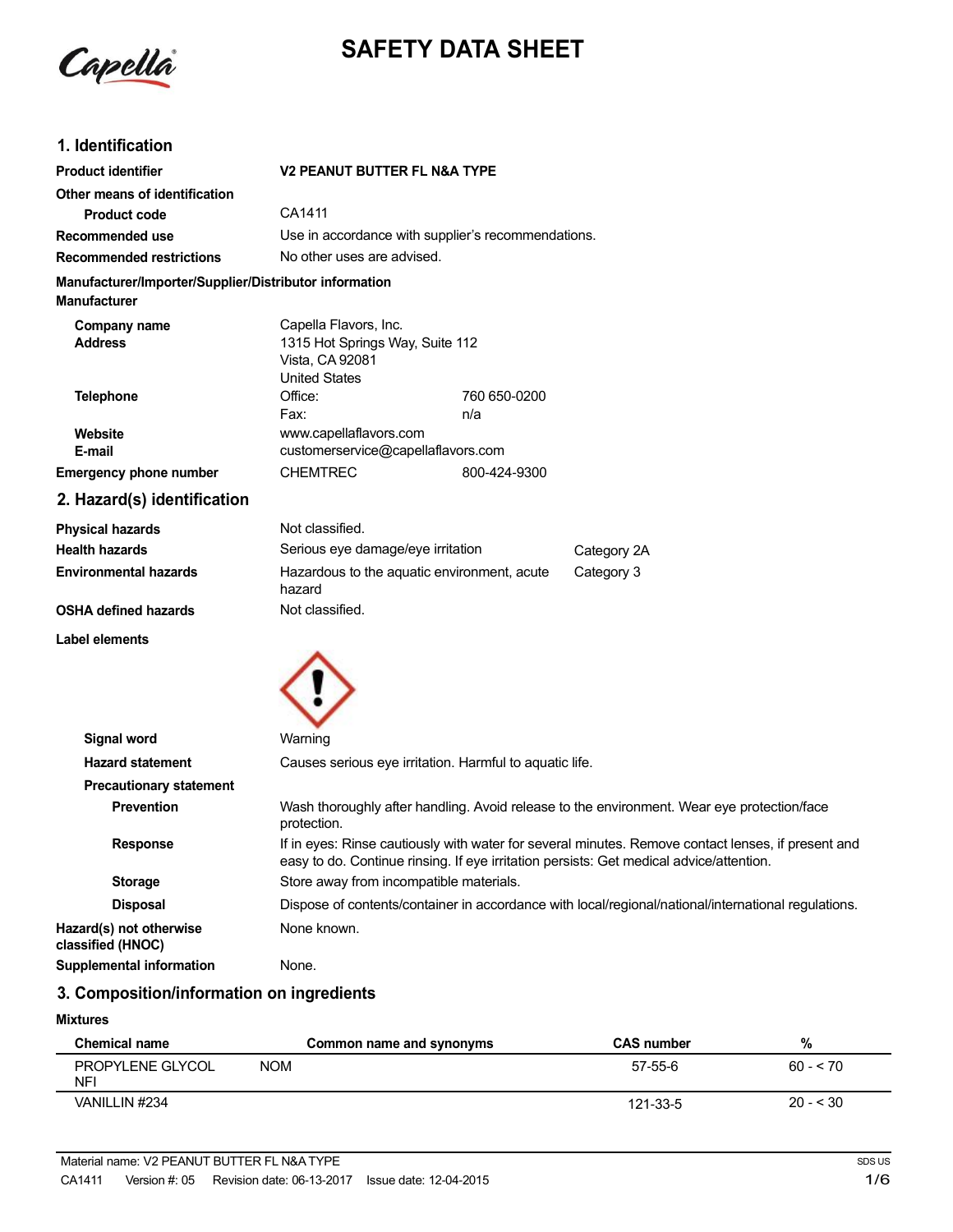# SAFETY DATA SHEET

## 1. Identification

| | | |
|---|---|---|
| **Product identifier** | **V2 PEANUT BUTTER FL N&A TYPE** | |
| **Other means of identification** | | |
| **Product code** | CA1411 | |
| **Recommended use** | Use in accordance with supplier's recommendations. | |
| **Recommended restrictions** | No other uses are advised. | |

**Manufacturer/Importer/Supplier/Distributor information**

**Manufacturer**

| | | |
|---|---|---|
| **Company name** | Capella Flavors, Inc. | |
| **Address** | 1315 Hot Springs Way, Suite 112<br>Vista, CA 92081<br>United States | |
| **Telephone** | Office: | 760 650-0200 |
| | Fax: | n/a |
| **Website** | www.capellaflavors.com | |
| **E-mail** | customerservice@capellaflavors.com | |
| **Emergency phone number** | CHEMTREC | 800-424-9300 |

## 2. Hazard(s) identification

| | | |
|---|---|---|
| **Physical hazards** | Not classified. | |
| **Health hazards** | Serious eye damage/eye irritation | Category 2A |
| **Environmental hazards** | Hazardous to the aquatic environment, acute hazard | Category 3 |
| **OSHA defined hazards** | Not classified. | |

**Label elements**

**Signal word** Warning

**Hazard statement** Causes serious eye irritation. Harmful to aquatic life.

**Precautionary statement**

**Prevention** Wash thoroughly after handling. Avoid release to the environment. Wear eye protection/face protection.

**Response** If in eyes: Rinse cautiously with water for several minutes. Remove contact lenses, if present and easy to do. Continue rinsing. If eye irritation persists: Get medical advice/attention.

**Storage** Store away from incompatible materials.

**Disposal** Dispose of contents/container in accordance with local/regional/national/international regulations.

**Hazard(s) not otherwise classified (HNOC)** None known.

**Supplemental information** None.

## 3. Composition/information on ingredients

**Mixtures**

| Chemical name | Common name and synonyms | CAS number | % |
|---|---|---|---|
| PROPYLENE GLYCOL NFI | NOM | 57-55-6 | 60 - < 70 |
| VANILLIN #234 | | 121-33-5 | 20 - < 30 |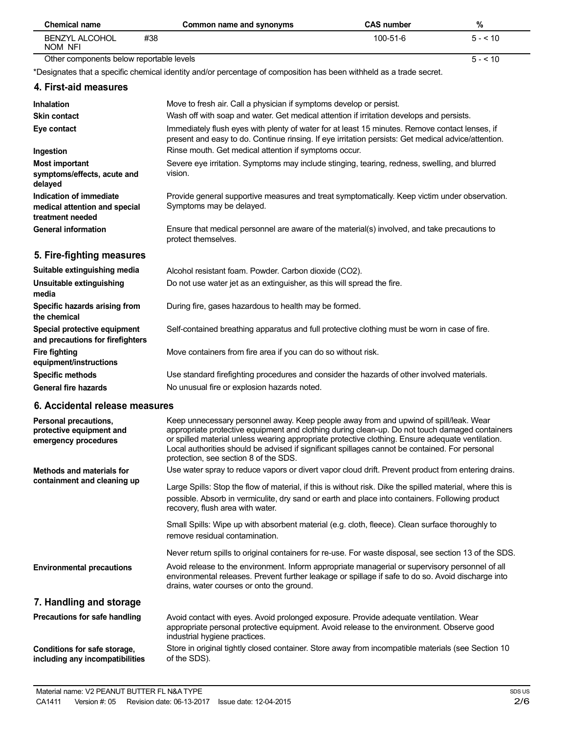| Chemical name | Common name and synonyms | CAS number | % |
|---|---|---|---|
| BENZYL ALCOHOL #38 NOM NFI | | 100-51-6 | 5 - < 10 |
| Other components below reportable levels | | | 5 - < 10 |

*Designates that a specific chemical identity and/or percentage of composition has been withheld as a trade secret.

## 4. First-aid measures

**Inhalation**
Move to fresh air. Call a physician if symptoms develop or persist.

**Skin contact**
Wash off with soap and water. Get medical attention if irritation develops and persists.

**Eye contact**
Immediately flush eyes with plenty of water for at least 15 minutes. Remove contact lenses, if present and easy to do. Continue rinsing. If eye irritation persists: Get medical advice/attention.

**Ingestion**
Rinse mouth. Get medical attention if symptoms occur.

**Most important symptoms/effects, acute and delayed**
Severe eye irritation. Symptoms may include stinging, tearing, redness, swelling, and blurred vision.

**Indication of immediate medical attention and special treatment needed**
Provide general supportive measures and treat symptomatically. Keep victim under observation. Symptoms may be delayed.

**General information**
Ensure that medical personnel are aware of the material(s) involved, and take precautions to protect themselves.

## 5. Fire-fighting measures

**Suitable extinguishing media**
Alcohol resistant foam. Powder. Carbon dioxide ($CO_2$).

**Unsuitable extinguishing media**
Do not use water jet as an extinguisher, as this will spread the fire.

**Specific hazards arising from the chemical**
During fire, gases hazardous to health may be formed.

**Special protective equipment and precautions for firefighters**
Self-contained breathing apparatus and full protective clothing must be worn in case of fire.

**Fire fighting equipment/instructions**
Move containers from fire area if you can do so without risk.

**Specific methods**
Use standard firefighting procedures and consider the hazards of other involved materials.

**General fire hazards**
No unusual fire or explosion hazards noted.

## 6. Accidental release measures

**Personal precautions, protective equipment and emergency procedures**
Keep unnecessary personnel away. Keep people away from and upwind of spill/leak. Wear appropriate protective equipment and clothing during clean-up. Do not touch damaged containers or spilled material unless wearing appropriate protective clothing. Ensure adequate ventilation. Local authorities should be advised if significant spillages cannot be contained. For personal protection, see section 8 of the SDS.

**Methods and materials for containment and cleaning up**
Use water spray to reduce vapors or divert vapor cloud drift. Prevent product from entering drains.

Large Spills: Stop the flow of material, if this is without risk. Dike the spilled material, where this is possible. Absorb in vermiculite, dry sand or earth and place into containers. Following product recovery, flush area with water.

Small Spills: Wipe up with absorbent material (e.g. cloth, fleece). Clean surface thoroughly to remove residual contamination.

Never return spills to original containers for re-use. For waste disposal, see section 13 of the SDS.

**Environmental precautions**
Avoid release to the environment. Inform appropriate managerial or supervisory personnel of all environmental releases. Prevent further leakage or spillage if safe to do so. Avoid discharge into drains, water courses or onto the ground.

## 7. Handling and storage

**Precautions for safe handling**
Avoid contact with eyes. Avoid prolonged exposure. Provide adequate ventilation. Wear appropriate personal protective equipment. Avoid release to the environment. Observe good industrial hygiene practices.

**Conditions for safe storage, including any incompatibilities**
Store in original tightly closed container. Store away from incompatible materials (see Section 10 of the SDS).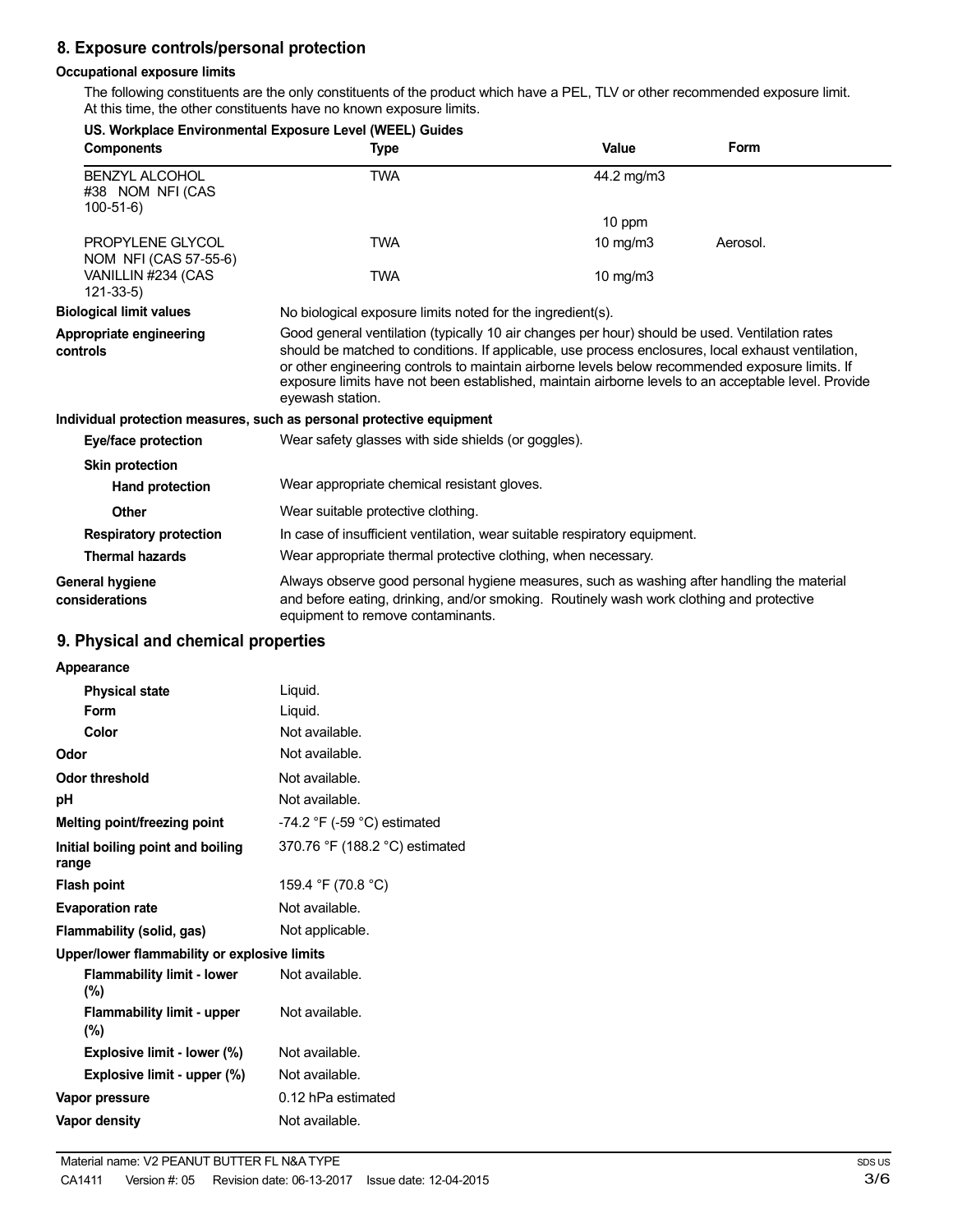## 8. Exposure controls/personal protection

### Occupational exposure limits

The following constituents are the only constituents of the product which have a PEL, TLV or other recommended exposure limit. At this time, the other constituents have no known exposure limits.

**US. Workplace Environmental Exposure Level (WEEL) Guides**

| Components | Type | Value | Form |
|---|---|---|---|
| BENZYL ALCOHOL #38 NOM NFI (CAS 100-51-6) | TWA | 44.2 mg/m3 | |
| | | 10 ppm | |
| PROPYLENE GLYCOL NOM NFI (CAS 57-55-6) | TWA | 10 mg/m3 | Aerosol. |
| VANILLIN #234 (CAS 121-33-5) | TWA | 10 mg/m3 | |

**Biological limit values** No biological exposure limits noted for the ingredient(s).

**Appropriate engineering controls** Good general ventilation (typically 10 air changes per hour) should be used. Ventilation rates should be matched to conditions. If applicable, use process enclosures, local exhaust ventilation, or other engineering controls to maintain airborne levels below recommended exposure limits. If exposure limits have not been established, maintain airborne levels to an acceptable level. Provide eyewash station.

**Individual protection measures, such as personal protective equipment**

**Eye/face protection** Wear safety glasses with side shields (or goggles).

**Skin protection**

**Hand protection** Wear appropriate chemical resistant gloves.

**Other** Wear suitable protective clothing.

**Respiratory protection** In case of insufficient ventilation, wear suitable respiratory equipment.

**Thermal hazards** Wear appropriate thermal protective clothing, when necessary.

**General hygiene considerations** Always observe good personal hygiene measures, such as washing after handling the material and before eating, drinking, and/or smoking. Routinely wash work clothing and protective equipment to remove contaminants.

## 9. Physical and chemical properties

**Appearance**

| | |
|---|---|
| **Physical state** | Liquid. |
| **Form** | Liquid. |
| **Color** | Not available. |
| **Odor** | Not available. |
| **Odor threshold** | Not available. |
| **pH** | Not available. |
| **Melting point/freezing point** | -74.2 °F (-59 °C) estimated |
| **Initial boiling point and boiling range** | 370.76 °F (188.2 °C) estimated |
| **Flash point** | 159.4 °F (70.8 °C) |
| **Evaporation rate** | Not available. |
| **Flammability (solid, gas)** | Not applicable. |
| **Upper/lower flammability or explosive limits** | |
| **Flammability limit - lower (%)** | Not available. |
| **Flammability limit - upper (%)** | Not available. |
| **Explosive limit - lower (%)** | Not available. |
| **Explosive limit - upper (%)** | Not available. |
| **Vapor pressure** | 0.12 hPa estimated |
| **Vapor density** | Not available. |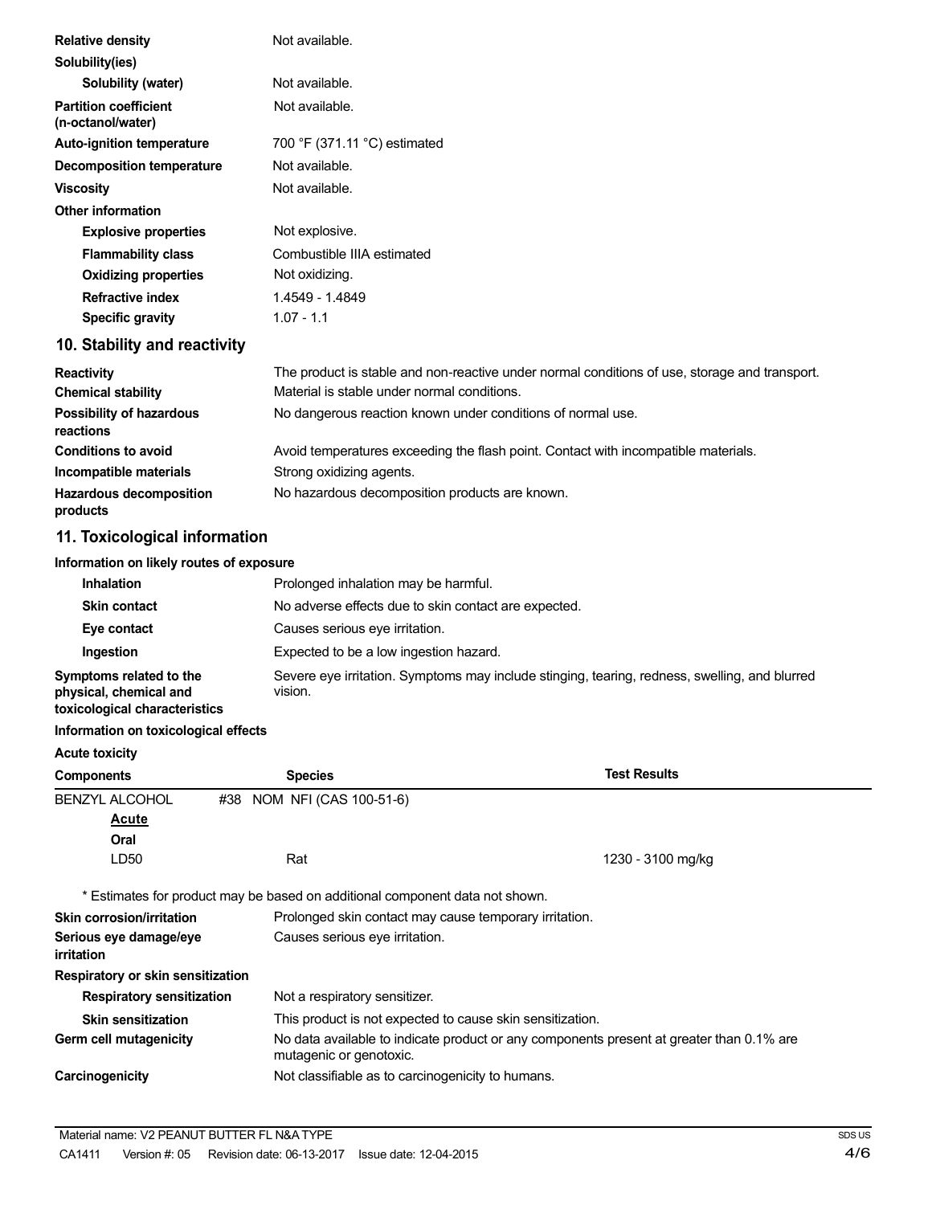| | |
|---|---|
| **Relative density** | Not available. |
| **Solubility(ies)** | |
| **Solubility (water)** | Not available. |
| **Partition coefficient (n-octanol/water)** | Not available. |
| **Auto-ignition temperature** | 700 °F (371.11 °C) estimated |
| **Decomposition temperature** | Not available. |
| **Viscosity** | Not available. |
| **Other information** | |
| **Explosive properties** | Not explosive. |
| **Flammability class** | Combustible IIIA estimated |
| **Oxidizing properties** | Not oxidizing. |
| **Refractive index** | 1.4549 - 1.4849 |
| **Specific gravity** | 1.07 - 1.1 |

## 10. Stability and reactivity

| | |
|---|---|
| **Reactivity** | The product is stable and non-reactive under normal conditions of use, storage and transport. |
| **Chemical stability** | Material is stable under normal conditions. |
| **Possibility of hazardous reactions** | No dangerous reaction known under conditions of normal use. |
| **Conditions to avoid** | Avoid temperatures exceeding the flash point. Contact with incompatible materials. |
| **Incompatible materials** | Strong oxidizing agents. |
| **Hazardous decomposition products** | No hazardous decomposition products are known. |

## 11. Toxicological information

**Information on likely routes of exposure**

| | |
|---|---|
| **Inhalation** | Prolonged inhalation may be harmful. |
| **Skin contact** | No adverse effects due to skin contact are expected. |
| **Eye contact** | Causes serious eye irritation. |
| **Ingestion** | Expected to be a low ingestion hazard. |
| **Symptoms related to the physical, chemical and toxicological characteristics** | Severe eye irritation. Symptoms may include stinging, tearing, redness, swelling, and blurred vision. |

**Information on toxicological effects**

**Acute toxicity**

| Components | Species | Test Results |
|---|---|---|
| BENZYL ALCOHOL #38 NOM NFI (CAS 100-51-6) | | |
| ***Acute*** | | |
| **Oral** | | |
| LD50 | Rat | 1230 - 3100 mg/kg |

\* Estimates for product may be based on additional component data not shown.

| | |
|---|---|
| **Skin corrosion/irritation** | Prolonged skin contact may cause temporary irritation. |
| **Serious eye damage/eye irritation** | Causes serious eye irritation. |
| **Respiratory or skin sensitization** | |
| **Respiratory sensitization** | Not a respiratory sensitizer. |
| **Skin sensitization** | This product is not expected to cause skin sensitization. |
| **Germ cell mutagenicity** | No data available to indicate product or any components present at greater than 0.1% are mutagenic or genotoxic. |
| **Carcinogenicity** | Not classifiable as to carcinogenicity to humans. |

Material name: V2 PEANUT BUTTER FL N&A TYPE

CA1411 Version #: 05 Revision date: 06-13-2017 Issue date: 12-04-2015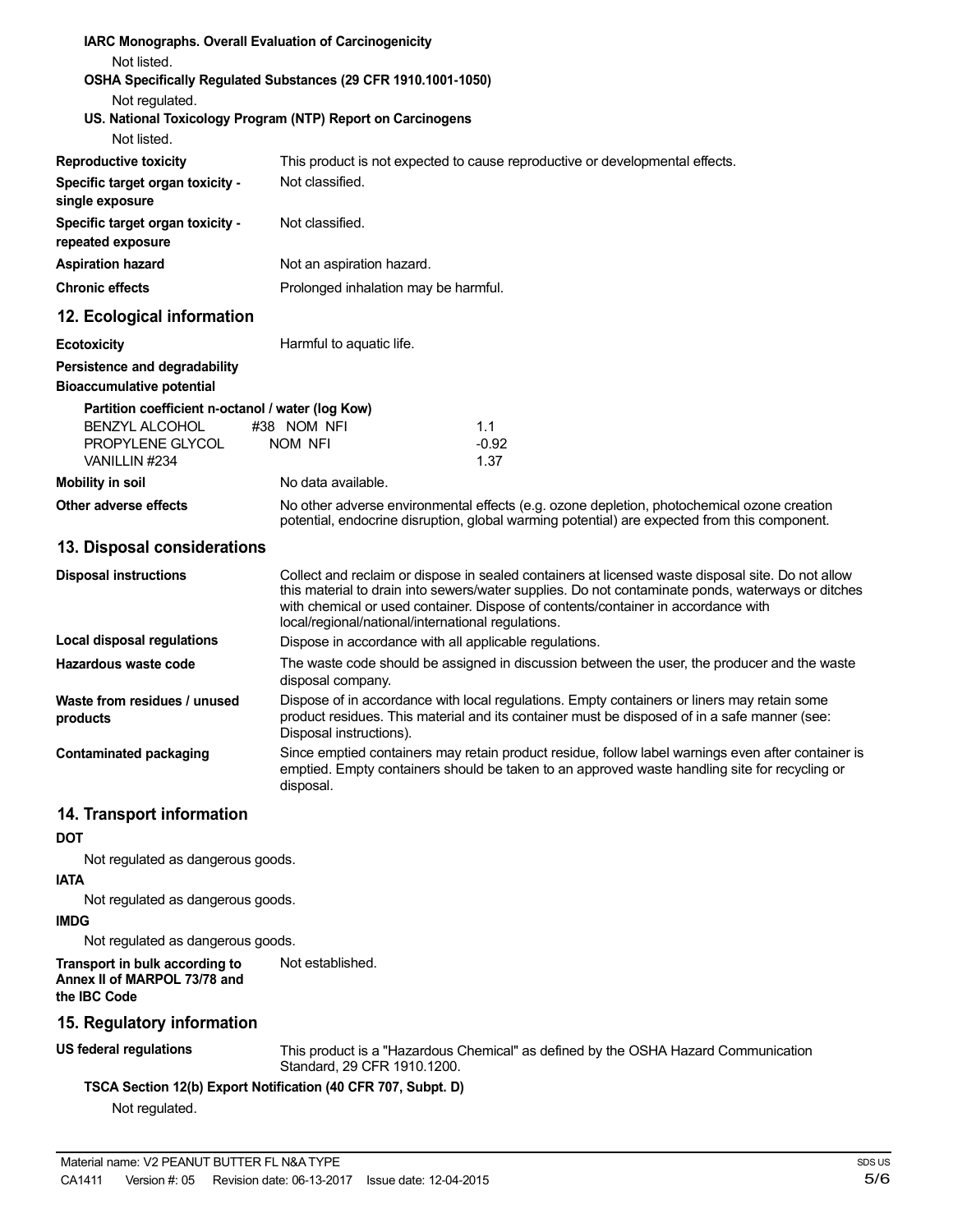**IARC Monographs. Overall Evaluation of Carcinogenicity**

Not listed.

**OSHA Specifically Regulated Substances (29 CFR 1910.1001-1050)**

Not regulated.

**US. National Toxicology Program (NTP) Report on Carcinogens**

Not listed.

| | |
|---|---|
| **Reproductive toxicity** | This product is not expected to cause reproductive or developmental effects. |
| **Specific target organ toxicity - single exposure** | Not classified. |
| **Specific target organ toxicity - repeated exposure** | Not classified. |
| **Aspiration hazard** | Not an aspiration hazard. |
| **Chronic effects** | Prolonged inhalation may be harmful. |

## 12. Ecological information

| | |
|---|---|
| **Ecotoxicity** | Harmful to aquatic life. |

**Persistence and degradability**

**Bioaccumulative potential**

**Partition coefficient n-octanol / water (log Kow)**

| | |
|---|---|
| BENZYL ALCOHOL #38 NOM NFI | 1.1 |
| PROPYLENE GLYCOL NOM NFI | -0.92 |
| VANILLIN #234 | 1.37 |

| | |
|---|---|
| **Mobility in soil** | No data available. |
| **Other adverse effects** | No other adverse environmental effects (e.g. ozone depletion, photochemical ozone creation potential, endocrine disruption, global warming potential) are expected from this component. |

## 13. Disposal considerations

| | |
|---|---|
| **Disposal instructions** | Collect and reclaim or dispose in sealed containers at licensed waste disposal site. Do not allow this material to drain into sewers/water supplies. Do not contaminate ponds, waterways or ditches with chemical or used container. Dispose of contents/container in accordance with local/regional/national/international regulations. |
| **Local disposal regulations** | Dispose in accordance with all applicable regulations. |
| **Hazardous waste code** | The waste code should be assigned in discussion between the user, the producer and the waste disposal company. |
| **Waste from residues / unused products** | Dispose of in accordance with local regulations. Empty containers or liners may retain some product residues. This material and its container must be disposed of in a safe manner (see: Disposal instructions). |
| **Contaminated packaging** | Since emptied containers may retain product residue, follow label warnings even after container is emptied. Empty containers should be taken to an approved waste handling site for recycling or disposal. |

## 14. Transport information

**DOT**

Not regulated as dangerous goods.

**IATA**

Not regulated as dangerous goods.

**IMDG**

Not regulated as dangerous goods.

| | |
|---|---|
| **Transport in bulk according to Annex II of MARPOL 73/78 and the IBC Code** | Not established. |

## 15. Regulatory information

| | |
|---|---|
| **US federal regulations** | This product is a "Hazardous Chemical" as defined by the OSHA Hazard Communication Standard, 29 CFR 1910.1200. |

**TSCA Section 12(b) Export Notification (40 CFR 707, Subpt. D)**

Not regulated.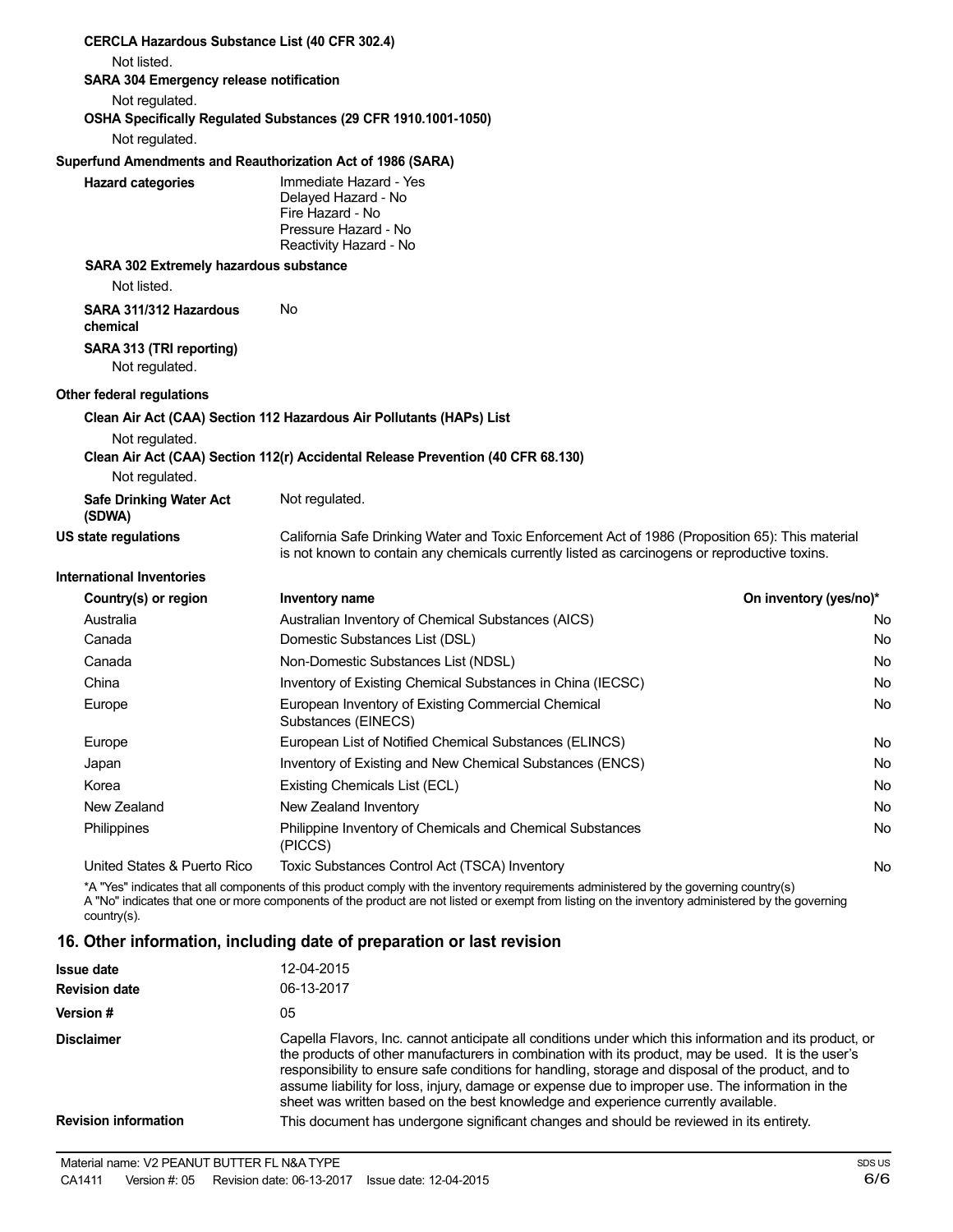**CERCLA Hazardous Substance List (40 CFR 302.4)**

Not listed.

**SARA 304 Emergency release notification**

Not regulated.

**OSHA Specifically Regulated Substances (29 CFR 1910.1001-1050)**

Not regulated.

**Superfund Amendments and Reauthorization Act of 1986 (SARA)**

**Hazard categories**
Immediate Hazard - Yes
Delayed Hazard - No
Fire Hazard - No
Pressure Hazard - No
Reactivity Hazard - No

**SARA 302 Extremely hazardous substance**

Not listed.

**SARA 311/312 Hazardous chemical** No

**SARA 313 (TRI reporting)**

Not regulated.

**Other federal regulations**

**Clean Air Act (CAA) Section 112 Hazardous Air Pollutants (HAPs) List**

Not regulated.

**Clean Air Act (CAA) Section 112(r) Accidental Release Prevention (40 CFR 68.130)**

Not regulated.

**Safe Drinking Water Act (SDWA)** Not regulated.

**US state regulations** California Safe Drinking Water and Toxic Enforcement Act of 1986 (Proposition 65): This material is not known to contain any chemicals currently listed as carcinogens or reproductive toxins.

**International Inventories**

| Country(s) or region | Inventory name | On inventory (yes/no)* |
|---|---|---|
| Australia | Australian Inventory of Chemical Substances (AICS) | No |
| Canada | Domestic Substances List (DSL) | No |
| Canada | Non-Domestic Substances List (NDSL) | No |
| China | Inventory of Existing Chemical Substances in China (IECSC) | No |
| Europe | European Inventory of Existing Commercial Chemical Substances (EINECS) | No |
| Europe | European List of Notified Chemical Substances (ELINCS) | No |
| Japan | Inventory of Existing and New Chemical Substances (ENCS) | No |
| Korea | Existing Chemicals List (ECL) | No |
| New Zealand | New Zealand Inventory | No |
| Philippines | Philippine Inventory of Chemicals and Chemical Substances (PICCS) | No |
| United States & Puerto Rico | Toxic Substances Control Act (TSCA) Inventory | No |

*A "Yes" indicates that all components of this product comply with the inventory requirements administered by the governing country(s)
A "No" indicates that one or more components of the product are not listed or exempt from listing on the inventory administered by the governing country(s).

## 16. Other information, including date of preparation or last revision

**Issue date** 12-04-2015

**Revision date** 06-13-2017

**Version #** 05

**Disclaimer** Capella Flavors, Inc. cannot anticipate all conditions under which this information and its product, or the products of other manufacturers in combination with its product, may be used. It is the user's responsibility to ensure safe conditions for handling, storage and disposal of the product, and to assume liability for loss, injury, damage or expense due to improper use. The information in the sheet was written based on the best knowledge and experience currently available.

**Revision information** This document has undergone significant changes and should be reviewed in its entirety.